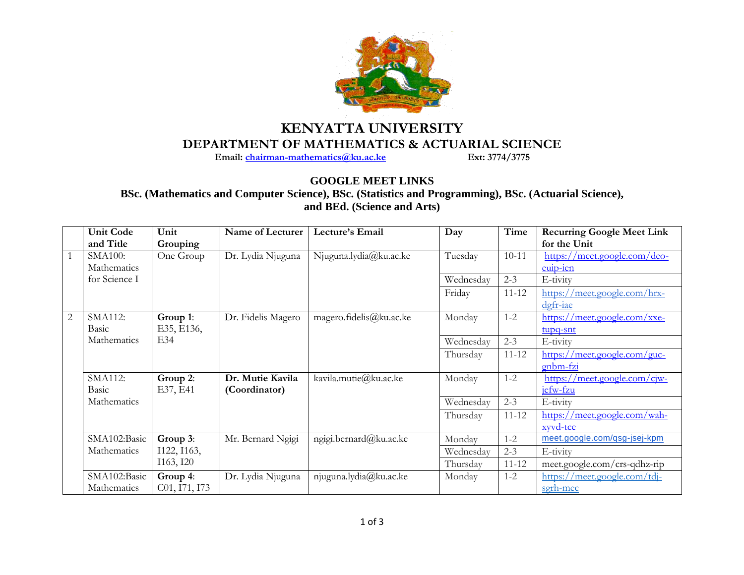# KENYATTA UNIVERSITY

## DEPARTMENT OF MATHEMATICS & ACTUARIAL SCIENCE

**Email: chairman-mathematics@ku.ac.ke** **Ext: 3774/3775**

### GOOGLE MEET LINKS

### BSc. (Mathematics and Computer Science), BSc. (Statistics and Programming), BSc. (Actuarial Science), and BEd. (Science and Arts)

| | Unit Code and Title | Unit Grouping | Name of Lecturer | Lecture's Email | Day | Time | Recurring Google Meet Link for the Unit |
|---|---|---|---|---|---|---|---|
| 1 | SMA100: Mathematics for Science I | One Group | Dr. Lydia Njuguna | Njuguna.lydia@ku.ac.ke | Tuesday | 10-11 | https://meet.google.com/deo-euip-ien |
| | | | | | Wednesday | 2-3 | E-tivity |
| | | | | | Friday | 11-12 | https://meet.google.com/hrx-dgfr-iae |
| 2 | SMA112: Basic Mathematics | **Group 1**: E35, E136, E34 | Dr. Fidelis Magero | magero.fidelis@ku.ac.ke | Monday | 1-2 | https://meet.google.com/xxe-tupq-snt |
| | | | | | Wednesday | 2-3 | E-tivity |
| | | | | | Thursday | 11-12 | https://meet.google.com/guc-gnbm-fzi |
| | SMA112: Basic Mathematics | **Group 2**: E37, E41 | **Dr. Mutie Kavila (Coordinator)** | kavila.mutie@ku.ac.ke | Monday | 1-2 | https://meet.google.com/cjw-jefw-fzu |
| | | | | | Wednesday | 2-3 | E-tivity |
| | | | | | Thursday | 11-12 | https://meet.google.com/wah-xyvd-tce |
| | SMA102:Basic Mathematics | **Group 3**: I122, I163, I163, I20 | Mr. Bernard Ngigi | ngigi.bernard@ku.ac.ke | Monday | 1-2 | meet.google.com/qsg-jsej-kpm |
| | | | | | Wednesday | 2-3 | E-tivity |
| | | | | | Thursday | 11-12 | meet.google.com/crs-qdhz-rip |
| | SMA102:Basic Mathematics | **Group 4**: C01, I71, I73 | Dr. Lydia Njuguna | njuguna.lydia@ku.ac.ke | Monday | 1-2 | https://meet.google.com/tdj-sgrh-mec |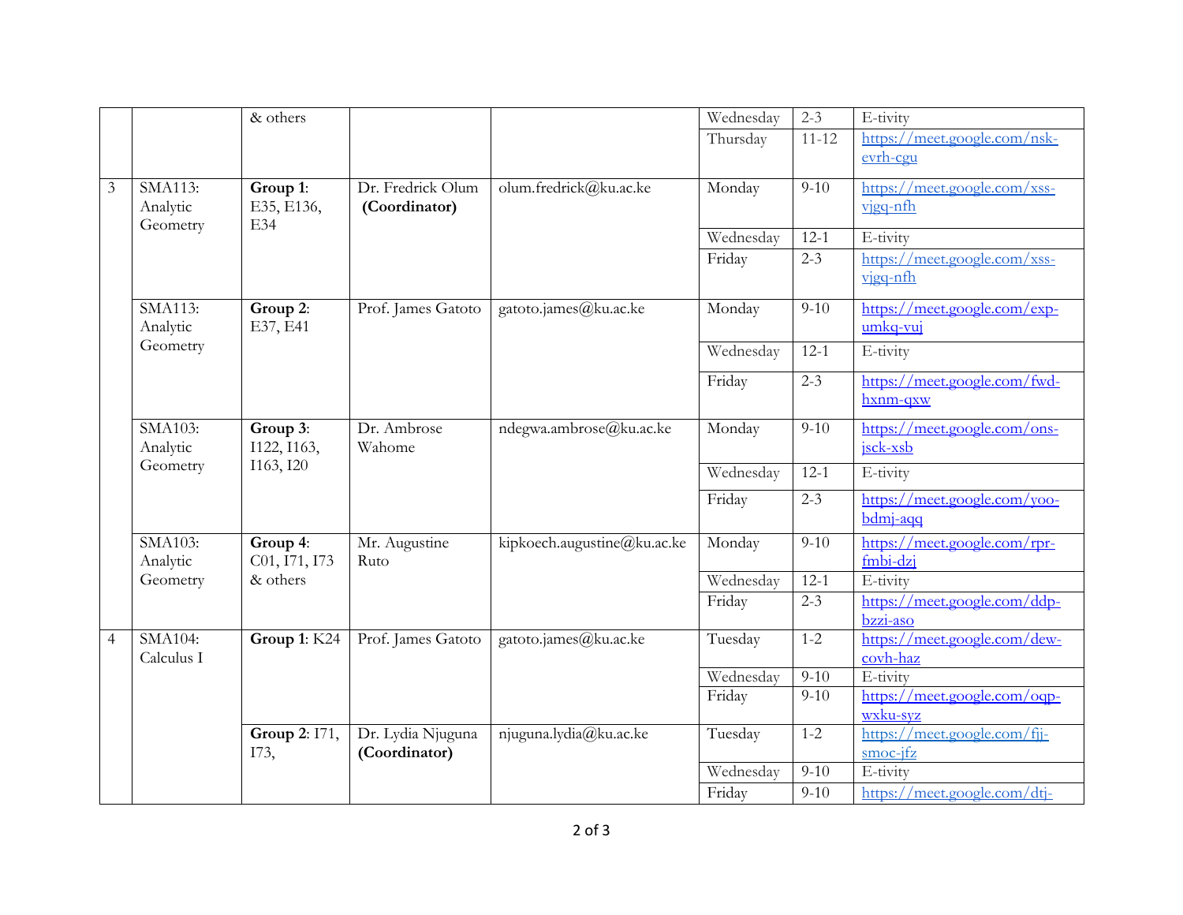|  |  | & others |  |  | Wednesday | 2-3 | E-tivity |
|---|---|---|---|---|---|---|---|
|  |  |  |  |  | Thursday | 11-12 | https://meet.google.com/nsk-evrh-cgu |
| 3 | SMA113: Analytic Geometry | **Group 1**: E35, E136, E34 | Dr. Fredrick Olum **(Coordinator)** | olum.fredrick@ku.ac.ke | Monday | 9-10 | https://meet.google.com/xss-vjgq-nfh |
|  |  |  |  |  | Wednesday | 12-1 | E-tivity |
|  |  |  |  |  | Friday | 2-3 | https://meet.google.com/xss-vjgq-nfh |
|  | SMA113: Analytic Geometry | **Group 2**: E37, E41 | Prof. James Gatoto | gatoto.james@ku.ac.ke | Monday | 9-10 | https://meet.google.com/exp-umkq-vuj |
|  |  |  |  |  | Wednesday | 12-1 | E-tivity |
|  |  |  |  |  | Friday | 2-3 | https://meet.google.com/fwd-hxnm-qxw |
|  | SMA103: Analytic Geometry | **Group 3**: I122, I163, I163, I20 | Dr. Ambrose Wahome | ndegwa.ambrose@ku.ac.ke | Monday | 9-10 | https://meet.google.com/ons-jsck-xsb |
|  |  |  |  |  | Wednesday | 12-1 | E-tivity |
|  |  |  |  |  | Friday | 2-3 | https://meet.google.com/yoo-bdmj-aqq |
|  | SMA103: Analytic Geometry | **Group 4**: C01, I71, I73 & others | Mr. Augustine Ruto | kipkoech.augustine@ku.ac.ke | Monday | 9-10 | https://meet.google.com/rpr-fmbi-dzj |
|  |  |  |  |  | Wednesday | 12-1 | E-tivity |
|  |  |  |  |  | Friday | 2-3 | https://meet.google.com/ddp-bzzi-aso |
| 4 | SMA104: Calculus I | **Group 1**: K24 | Prof. James Gatoto | gatoto.james@ku.ac.ke | Tuesday | 1-2 | https://meet.google.com/dew-covh-haz |
|  |  |  |  |  | Wednesday | 9-10 | E-tivity |
|  |  |  |  |  | Friday | 9-10 | https://meet.google.com/oqp-wxku-syz |
|  |  | **Group 2**: I71, I73, | Dr. Lydia Njuguna **(Coordinator)** | njuguna.lydia@ku.ac.ke | Tuesday | 1-2 | https://meet.google.com/fjj-smoc-jfz |
|  |  |  |  |  | Wednesday | 9-10 | E-tivity |
|  |  |  |  |  | Friday | 9-10 | https://meet.google.com/dtj- |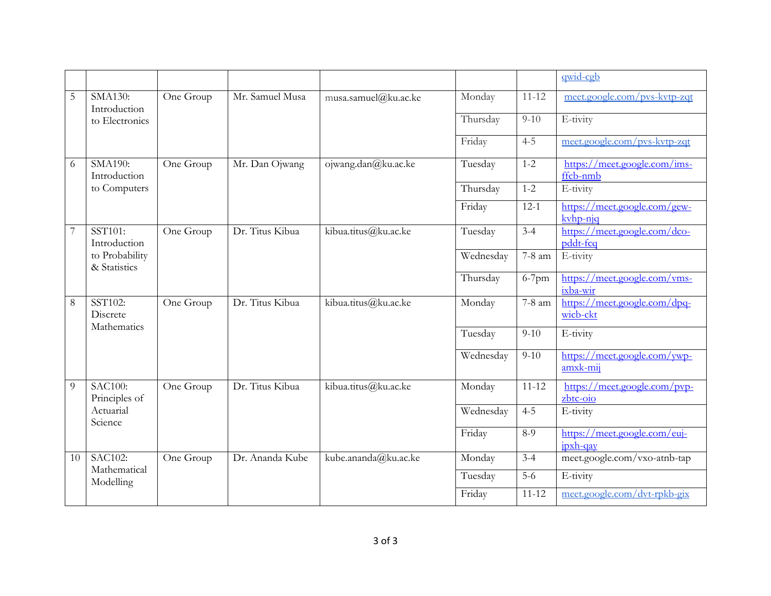| | | | | | | | |
|---|---|---|---|---|---|---|---|
| | | | | | | | qwid-cgb |
| 5 | SMA130: Introduction to Electronics | One Group | Mr. Samuel Musa | musa.samuel@ku.ac.ke | Monday | 11-12 | meet.google.com/pvs-kvtp-zqt |
| | | | | | Thursday | 9-10 | E-tivity |
| | | | | | Friday | 4-5 | meet.google.com/pvs-kvtp-zqt |
| 6 | SMA190: Introduction to Computers | One Group | Mr. Dan Ojwang | ojwang.dan@ku.ac.ke | Tuesday | 1-2 | https://meet.google.com/ims-ffcb-nmb |
| | | | | | Thursday | 1-2 | E-tivity |
| | | | | | Friday | 12-1 | https://meet.google.com/gew-kvhp-njq |
| 7 | SST101: Introduction to Probability & Statistics | One Group | Dr. Titus Kibua | kibua.titus@ku.ac.ke | Tuesday | 3-4 | https://meet.google.com/dco-pddt-fcq |
| | | | | | Wednesday | 7-8 am | E-tivity |
| | | | | | Thursday | 6-7pm | https://meet.google.com/vms-ixba-wir |
| 8 | SST102: Discrete Mathematics | One Group | Dr. Titus Kibua | kibua.titus@ku.ac.ke | Monday | 7-8 am | https://meet.google.com/dpq-wicb-ckt |
| | | | | | Tuesday | 9-10 | E-tivity |
| | | | | | Wednesday | 9-10 | https://meet.google.com/ywp-amxk-mij |
| 9 | SAC100: Principles of Actuarial Science | One Group | Dr. Titus Kibua | kibua.titus@ku.ac.ke | Monday | 11-12 | https://meet.google.com/pvp-zbtc-oio |
| | | | | | Wednesday | 4-5 | E-tivity |
| | | | | | Friday | 8-9 | https://meet.google.com/euj-jpxh-qay |
| 10 | SAC102: Mathematical Modelling | One Group | Dr. Ananda Kube | kube.ananda@ku.ac.ke | Monday | 3-4 | meet.google.com/vxo-atnb-tap |
| | | | | | Tuesday | 5-6 | E-tivity |
| | | | | | Friday | 11-12 | meet.google.com/dvt-rpkb-gix |